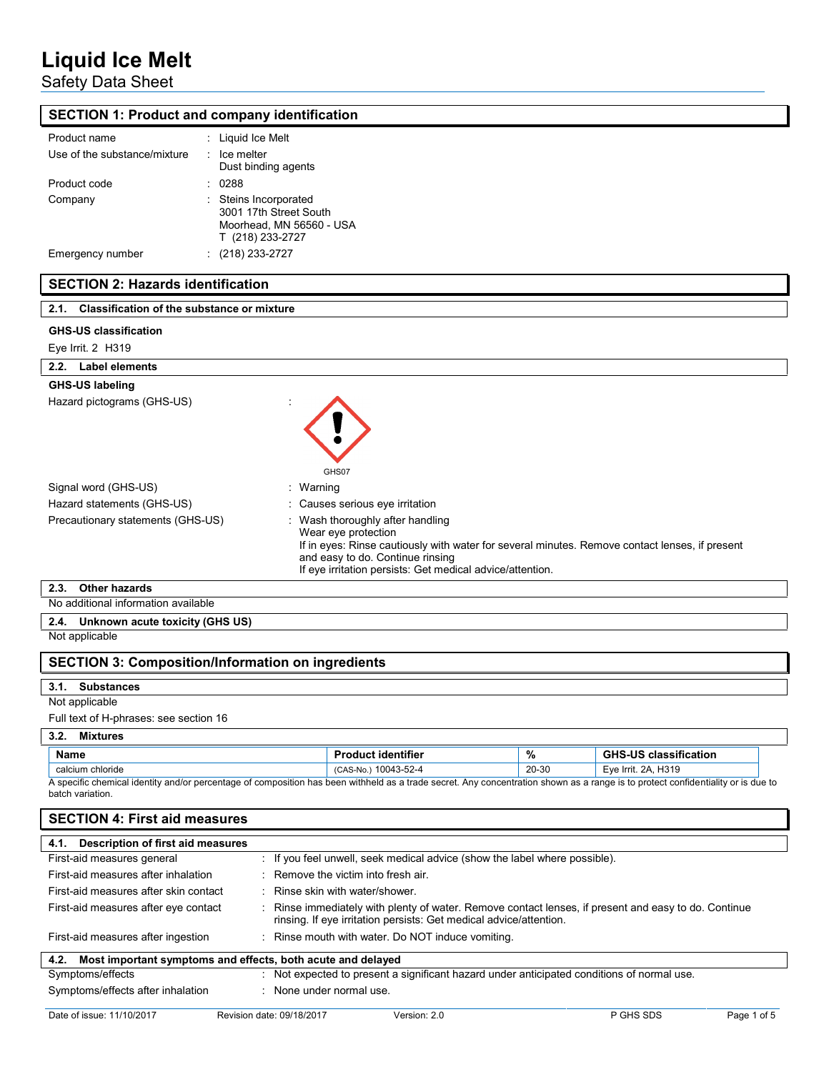# Liquid Ice Melt

Safety Data Sheet

## SECTION 1: Product and company identification

| | | |
|---|---|---|
| Product name | : | Liquid Ice Melt |
| Use of the substance/mixture | : | Ice melter<br>Dust binding agents |
| Product code | : | 0288 |
| Company | : | Steins Incorporated<br>3001 17th Street South<br>Moorhead, MN 56560 - USA<br>T (218) 233-2727 |
| Emergency number | : | (218) 233-2727 |

## SECTION 2: Hazards identification

### 2.1. Classification of the substance or mixture

**GHS-US classification**

Eye Irrit. 2 H319

### 2.2. Label elements

**GHS-US labeling**

Hazard pictograms (GHS-US) :

GHS07

| | | |
|---|---|---|
| Signal word (GHS-US) | : | Warning |
| Hazard statements (GHS-US) | : | Causes serious eye irritation |
| Precautionary statements (GHS-US) | : | Wash thoroughly after handling<br>Wear eye protection<br>If in eyes: Rinse cautiously with water for several minutes. Remove contact lenses, if present and easy to do. Continue rinsing<br>If eye irritation persists: Get medical advice/attention. |

### 2.3. Other hazards

No additional information available

### 2.4. Unknown acute toxicity (GHS US)

Not applicable

## SECTION 3: Composition/Information on ingredients

### 3.1. Substances

Not applicable

Full text of H-phrases: see section 16

### 3.2. Mixtures

| Name | Product identifier | % | GHS-US classification |
|---|---|---|---|
| calcium chloride | (CAS-No.) 10043-52-4 | 20-30 | Eye Irrit. 2A, H319 |

A specific chemical identity and/or percentage of composition has been withheld as a trade secret. Any concentration shown as a range is to protect confidentiality or is due to batch variation.

## SECTION 4: First aid measures

### 4.1. Description of first aid measures

| | | |
|---|---|---|
| First-aid measures general | : | If you feel unwell, seek medical advice (show the label where possible). |
| First-aid measures after inhalation | : | Remove the victim into fresh air. |
| First-aid measures after skin contact | : | Rinse skin with water/shower. |
| First-aid measures after eye contact | : | Rinse immediately with plenty of water. Remove contact lenses, if present and easy to do. Continue rinsing. If eye irritation persists: Get medical advice/attention. |
| First-aid measures after ingestion | : | Rinse mouth with water. Do NOT induce vomiting. |

### 4.2. Most important symptoms and effects, both acute and delayed

| | | |
|---|---|---|
| Symptoms/effects | : | Not expected to present a significant hazard under anticipated conditions of normal use. |
| Symptoms/effects after inhalation | : | None under normal use. |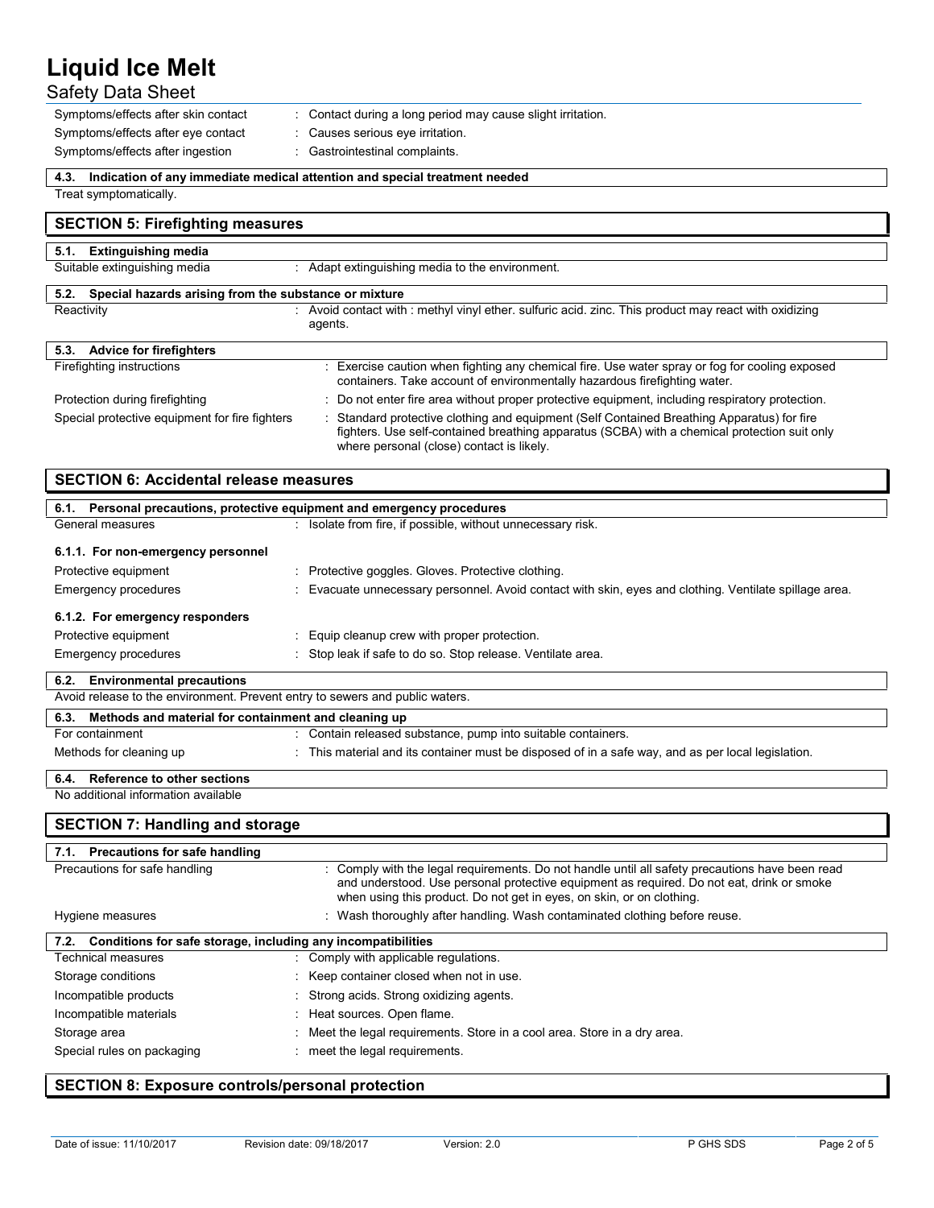Symptoms/effects after skin contact : Contact during a long period may cause slight irritation.

Symptoms/effects after eye contact : Causes serious eye irritation.

Symptoms/effects after ingestion : Gastrointestinal complaints.

### 4.3. Indication of any immediate medical attention and special treatment needed

Treat symptomatically.

## SECTION 5: Firefighting measures

### 5.1. Extinguishing media

Suitable extinguishing media : Adapt extinguishing media to the environment.

### 5.2. Special hazards arising from the substance or mixture

Reactivity : Avoid contact with : methyl vinyl ether. sulfuric acid. zinc. This product may react with oxidizing agents.

### 5.3. Advice for firefighters

Firefighting instructions : Exercise caution when fighting any chemical fire. Use water spray or fog for cooling exposed containers. Take account of environmentally hazardous firefighting water.

Protection during firefighting : Do not enter fire area without proper protective equipment, including respiratory protection.

Special protective equipment for fire fighters : Standard protective clothing and equipment (Self Contained Breathing Apparatus) for fire fighters. Use self-contained breathing apparatus (SCBA) with a chemical protection suit only where personal (close) contact is likely.

## SECTION 6: Accidental release measures

### 6.1. Personal precautions, protective equipment and emergency procedures

General measures : Isolate from fire, if possible, without unnecessary risk.

#### 6.1.1. For non-emergency personnel

Protective equipment : Protective goggles. Gloves. Protective clothing.

Emergency procedures : Evacuate unnecessary personnel. Avoid contact with skin, eyes and clothing. Ventilate spillage area.

#### 6.1.2. For emergency responders

Protective equipment : Equip cleanup crew with proper protection.

Emergency procedures : Stop leak if safe to do so. Stop release. Ventilate area.

### 6.2. Environmental precautions

Avoid release to the environment. Prevent entry to sewers and public waters.

### 6.3. Methods and material for containment and cleaning up

For containment : Contain released substance, pump into suitable containers.

Methods for cleaning up : This material and its container must be disposed of in a safe way, and as per local legislation.

### 6.4. Reference to other sections

No additional information available

## SECTION 7: Handling and storage

### 7.1. Precautions for safe handling

Precautions for safe handling : Comply with the legal requirements. Do not handle until all safety precautions have been read and understood. Use personal protective equipment as required. Do not eat, drink or smoke when using this product. Do not get in eyes, on skin, or on clothing.

Hygiene measures : Wash thoroughly after handling. Wash contaminated clothing before reuse.

### 7.2. Conditions for safe storage, including any incompatibilities

Technical measures : Comply with applicable regulations.

Storage conditions : Keep container closed when not in use.

Incompatible products : Strong acids. Strong oxidizing agents.

Incompatible materials : Heat sources. Open flame.

Storage area : Meet the legal requirements. Store in a cool area. Store in a dry area.

Special rules on packaging : meet the legal requirements.

## SECTION 8: Exposure controls/personal protection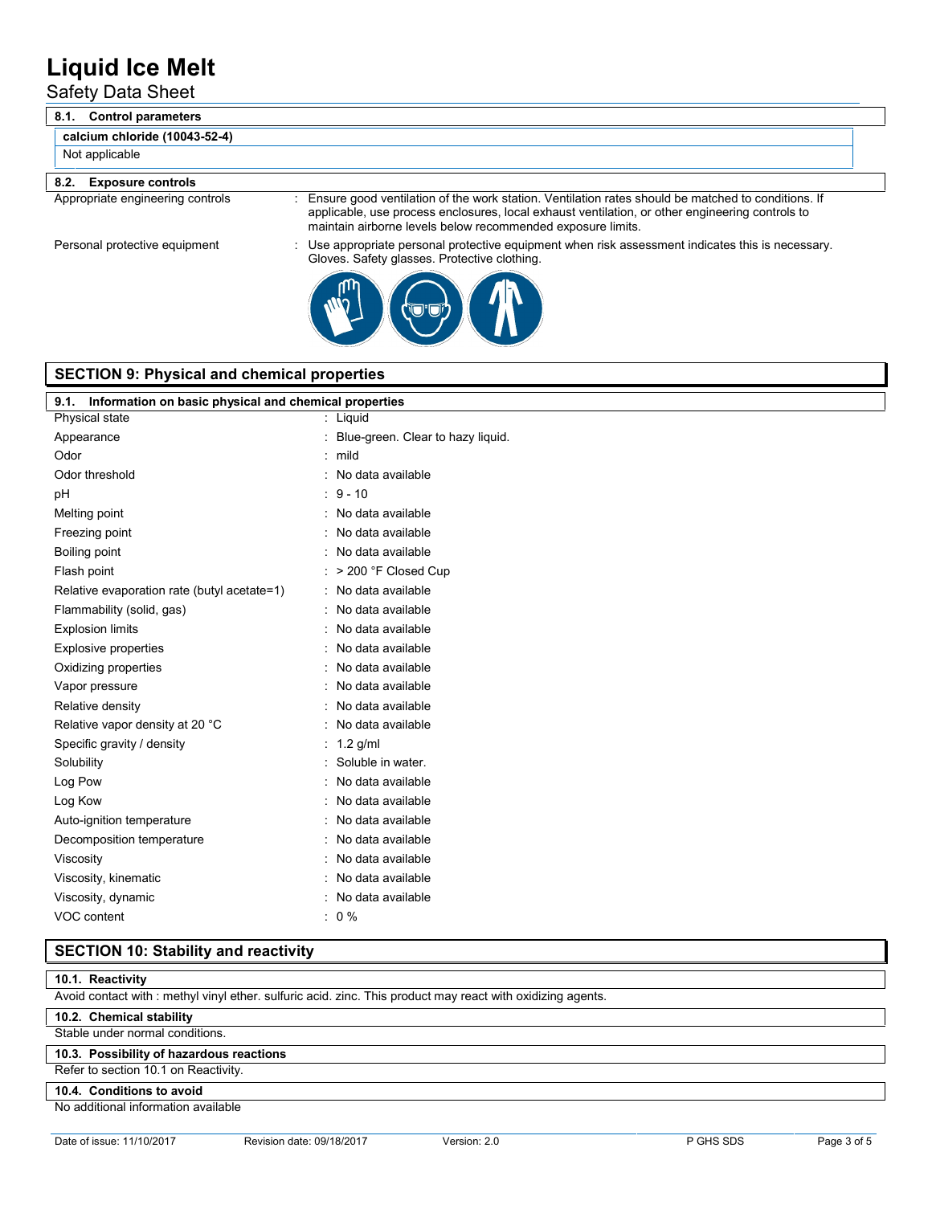### 8.1. Control parameters

| calcium chloride (10043-52-4) |
|---|
| Not applicable |

### 8.2. Exposure controls

Appropriate engineering controls : Ensure good ventilation of the work station. Ventilation rates should be matched to conditions. If applicable, use process enclosures, local exhaust ventilation, or other engineering controls to maintain airborne levels below recommended exposure limits.

Personal protective equipment : Use appropriate personal protective equipment when risk assessment indicates this is necessary. Gloves. Safety glasses. Protective clothing.

## SECTION 9: Physical and chemical properties

### 9.1. Information on basic physical and chemical properties

| Property | Value |
|---|---|
| Physical state | Liquid |
| Appearance | Blue-green. Clear to hazy liquid. |
| Odor | mild |
| Odor threshold | No data available |
| pH | 9 - 10 |
| Melting point | No data available |
| Freezing point | No data available |
| Boiling point | No data available |
| Flash point | > 200 °F Closed Cup |
| Relative evaporation rate (butyl acetate=1) | No data available |
| Flammability (solid, gas) | No data available |
| Explosion limits | No data available |
| Explosive properties | No data available |
| Oxidizing properties | No data available |
| Vapor pressure | No data available |
| Relative density | No data available |
| Relative vapor density at 20 °C | No data available |
| Specific gravity / density | 1.2 g/ml |
| Solubility | Soluble in water. |
| Log Pow | No data available |
| Log Kow | No data available |
| Auto-ignition temperature | No data available |
| Decomposition temperature | No data available |
| Viscosity | No data available |
| Viscosity, kinematic | No data available |
| Viscosity, dynamic | No data available |
| VOC content | 0 % |

## SECTION 10: Stability and reactivity

### 10.1. Reactivity

Avoid contact with : methyl vinyl ether. sulfuric acid. zinc. This product may react with oxidizing agents.

### 10.2. Chemical stability

Stable under normal conditions.

### 10.3. Possibility of hazardous reactions

Refer to section 10.1 on Reactivity.

### 10.4. Conditions to avoid

No additional information available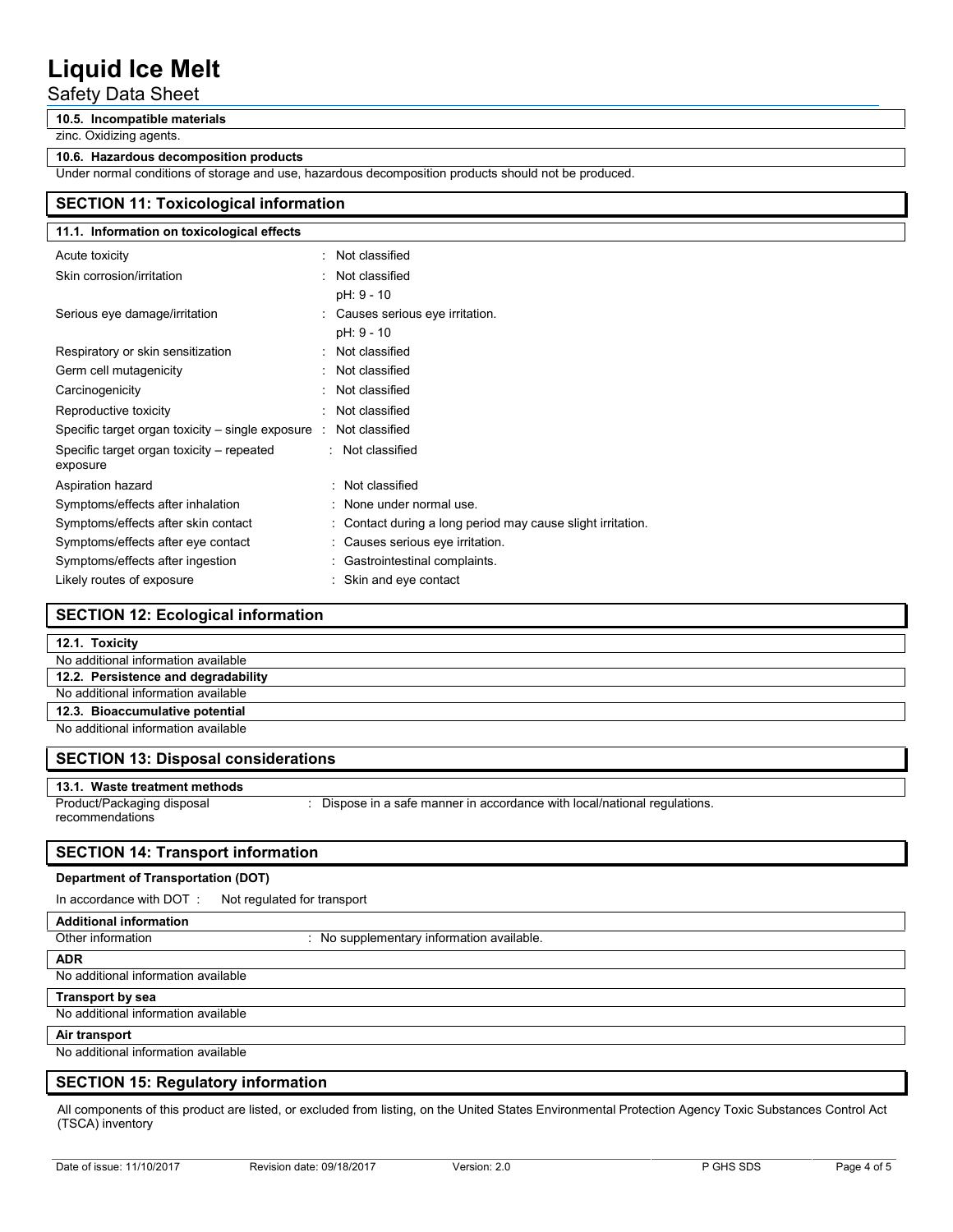#### 10.5. Incompatible materials

zinc. Oxidizing agents.

#### 10.6. Hazardous decomposition products

Under normal conditions of storage and use, hazardous decomposition products should not be produced.

## SECTION 11: Toxicological information

### 11.1. Information on toxicological effects

| | |
|---|---|
| Acute toxicity | : Not classified |
| Skin corrosion/irritation | : Not classified<br>pH: 9 - 10 |
| Serious eye damage/irritation | : Causes serious eye irritation.<br>pH: 9 - 10 |
| Respiratory or skin sensitization | : Not classified |
| Germ cell mutagenicity | : Not classified |
| Carcinogenicity | : Not classified |
| Reproductive toxicity | : Not classified |
| Specific target organ toxicity – single exposure | : Not classified |
| Specific target organ toxicity – repeated exposure | : Not classified |
| Aspiration hazard | : Not classified |
| Symptoms/effects after inhalation | : None under normal use. |
| Symptoms/effects after skin contact | : Contact during a long period may cause slight irritation. |
| Symptoms/effects after eye contact | : Causes serious eye irritation. |
| Symptoms/effects after ingestion | : Gastrointestinal complaints. |
| Likely routes of exposure | : Skin and eye contact |

## SECTION 12: Ecological information

### 12.1. Toxicity

No additional information available

### 12.2. Persistence and degradability

No additional information available

### 12.3. Bioaccumulative potential

No additional information available

## SECTION 13: Disposal considerations

### 13.1. Waste treatment methods

Product/Packaging disposal recommendations : Dispose in a safe manner in accordance with local/national regulations.

## SECTION 14: Transport information

**Department of Transportation (DOT)**

In accordance with DOT : Not regulated for transport

**Additional information**

Other information : No supplementary information available.

**ADR**

No additional information available

**Transport by sea**

No additional information available

**Air transport**

No additional information available

## SECTION 15: Regulatory information

All components of this product are listed, or excluded from listing, on the United States Environmental Protection Agency Toxic Substances Control Act (TSCA) inventory

Date of issue: 11/10/2017 | Revision date: 09/18/2017 | Version: 2.0 | P GHS SDS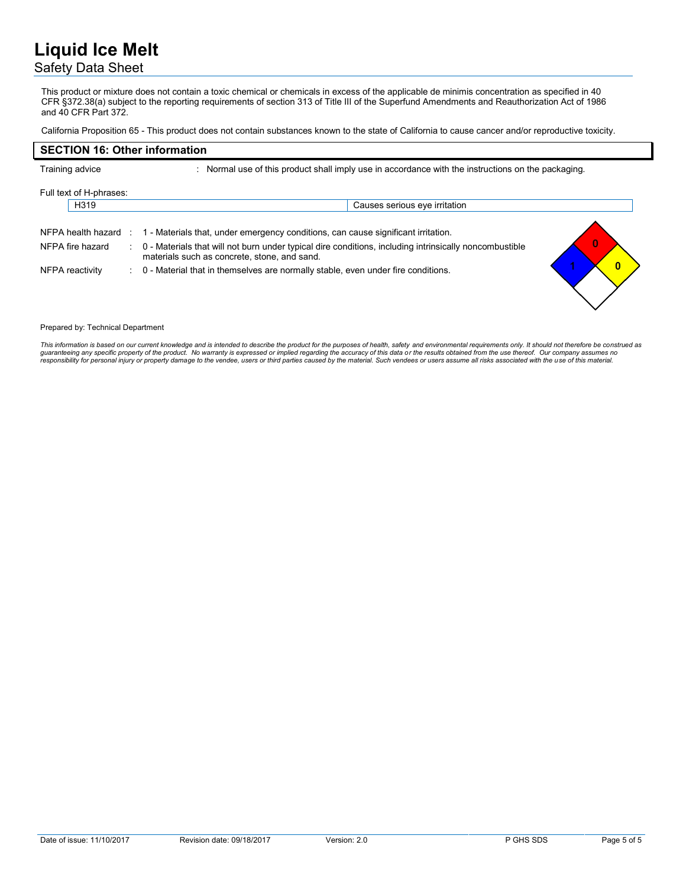This product or mixture does not contain a toxic chemical or chemicals in excess of the applicable de minimis concentration as specified in 40 CFR §372.38(a) subject to the reporting requirements of section 313 of Title III of the Superfund Amendments and Reauthorization Act of 1986 and 40 CFR Part 372.

California Proposition 65 - This product does not contain substances known to the state of California to cause cancer and/or reproductive toxicity.

## SECTION 16: Other information

Training advice : Normal use of this product shall imply use in accordance with the instructions on the packaging.

Full text of H-phrases:

| | |
|---|---|
| H319 | Causes serious eye irritation |

NFPA health hazard : 1 - Materials that, under emergency conditions, can cause significant irritation.

NFPA fire hazard : 0 - Materials that will not burn under typical dire conditions, including intrinsically noncombustible materials such as concrete, stone, and sand.

NFPA reactivity : 0 - Material that in themselves are normally stable, even under fire conditions.

0

1

0

Prepared by: Technical Department

*This information is based on our current knowledge and is intended to describe the product for the purposes of health, safety and environmental requirements only. It should not therefore be construed as guaranteeing any specific property of the product. No warranty is expressed or implied regarding the accuracy of this data or the results obtained from the use thereof. Our company assumes no responsibility for personal injury or property damage to the vendee, users or third parties caused by the material. Such vendees or users assume all risks associated with the use of this material.*